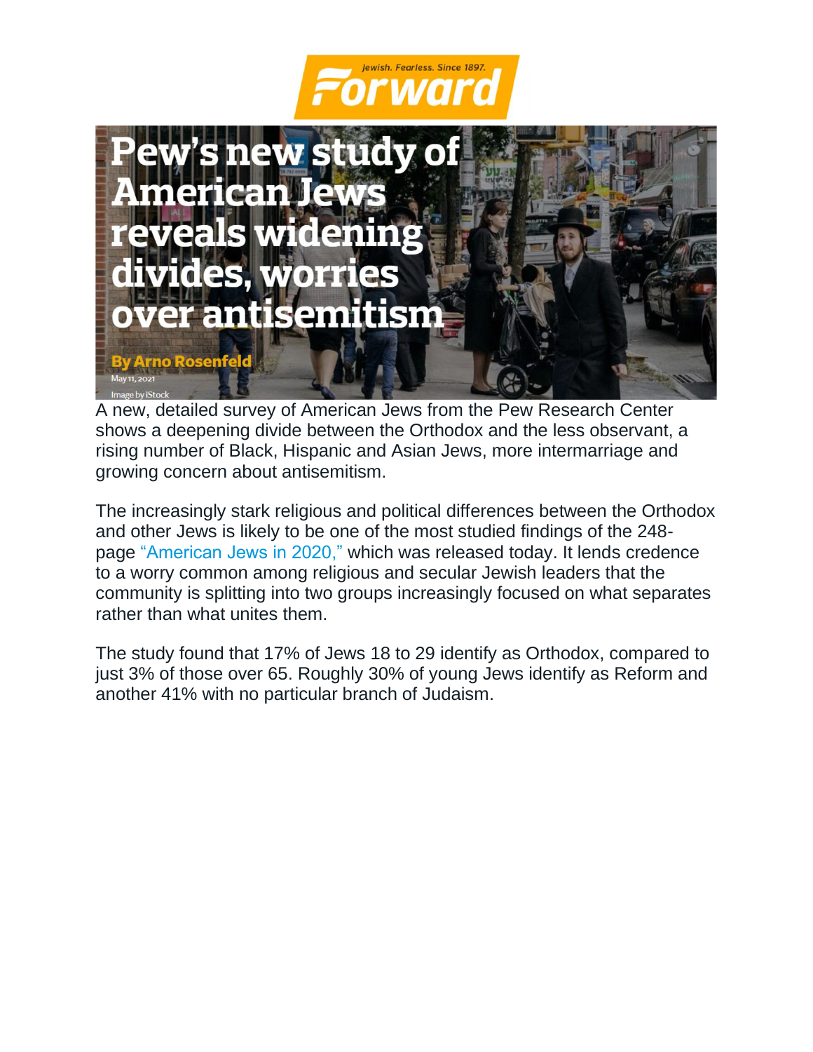Forward

Jewish. Fearless. Since 1897.

# Pew's new study of American Jews reveals widening divides, worries over antisemitism

**By Arno Rosenfeld**

May 11, 2021

Image by iStock

A new, detailed survey of American Jews from the Pew Research Center shows a deepening divide between the Orthodox and the less observant, a rising number of Black, Hispanic and Asian Jews, more intermarriage and growing concern about antisemitism.

The increasingly stark religious and political differences between the Orthodox and other Jews is likely to be one of the most studied findings of the 248-page "American Jews in 2020," which was released today. It lends credence to a worry common among religious and secular Jewish leaders that the community is splitting into two groups increasingly focused on what separates rather than what unites them.

The study found that 17% of Jews 18 to 29 identify as Orthodox, compared to just 3% of those over 65. Roughly 30% of young Jews identify as Reform and another 41% with no particular branch of Judaism.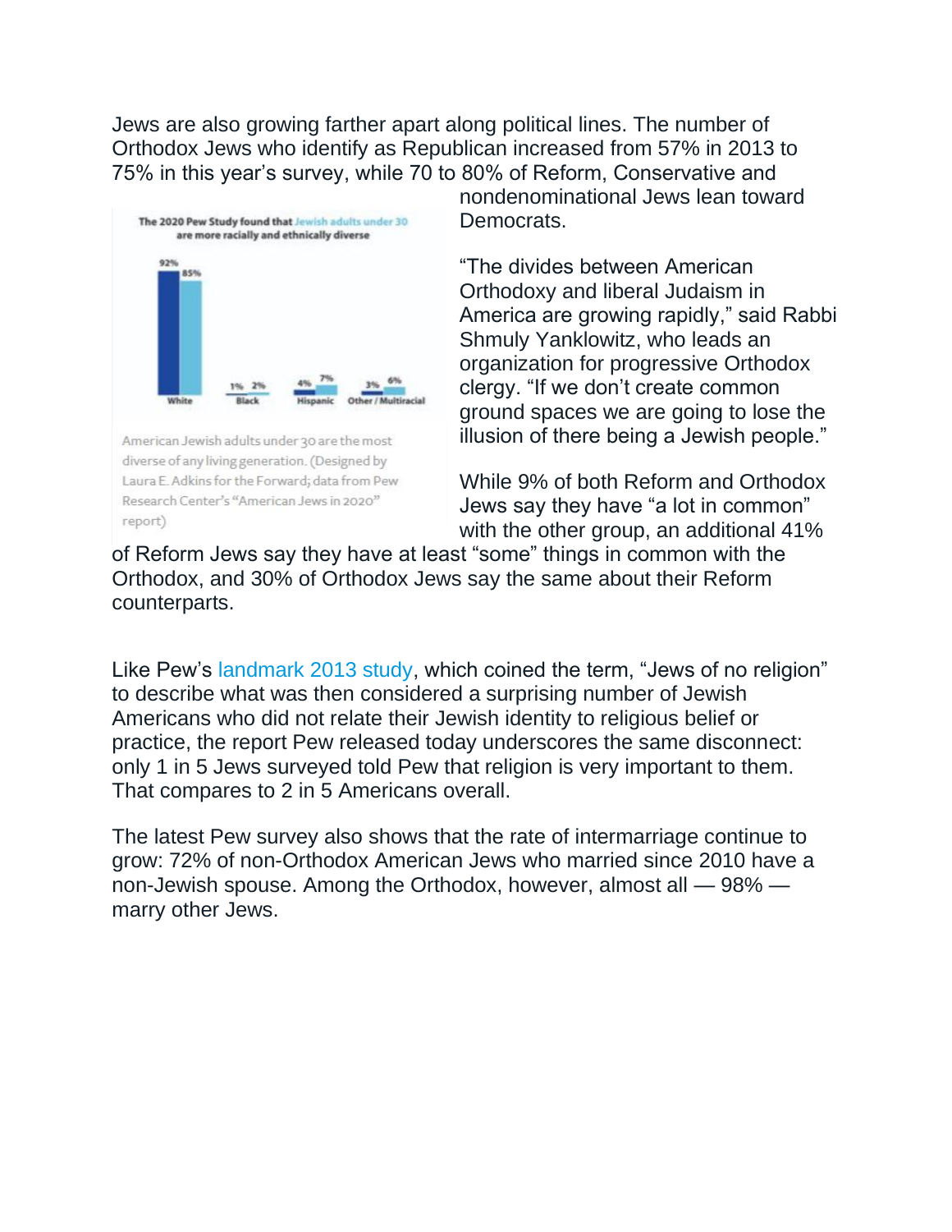Jews are also growing farther apart along political lines. The number of Orthodox Jews who identify as Republican increased from 57% in 2013 to 75% in this year's survey, while 70 to 80% of Reform, Conservative and nondenominational Jews lean toward Democrats.

The 2020 Pew Study found that Jewish adults under 30 are more racially and ethnically diverse

92% 85%
White
1% 2%
Black
4% 7%
Hispanic
3% 6%
Other / Multiracial

American Jewish adults under 30 are the most diverse of any living generation. (Designed by Laura E. Adkins for the Forward; data from Pew Research Center's "American Jews in 2020" report)

"The divides between American Orthodoxy and liberal Judaism in America are growing rapidly," said Rabbi Shmuly Yanklowitz, who leads an organization for progressive Orthodox clergy. "If we don't create common ground spaces we are going to lose the illusion of there being a Jewish people."

While 9% of both Reform and Orthodox Jews say they have "a lot in common" with the other group, an additional 41% of Reform Jews say they have at least "some" things in common with the Orthodox, and 30% of Orthodox Jews say the same about their Reform counterparts.

Like Pew's landmark 2013 study, which coined the term, "Jews of no religion" to describe what was then considered a surprising number of Jewish Americans who did not relate their Jewish identity to religious belief or practice, the report Pew released today underscores the same disconnect: only 1 in 5 Jews surveyed told Pew that religion is very important to them. That compares to 2 in 5 Americans overall.

The latest Pew survey also shows that the rate of intermarriage continue to grow: 72% of non-Orthodox American Jews who married since 2010 have a non-Jewish spouse. Among the Orthodox, however, almost all — 98% — marry other Jews.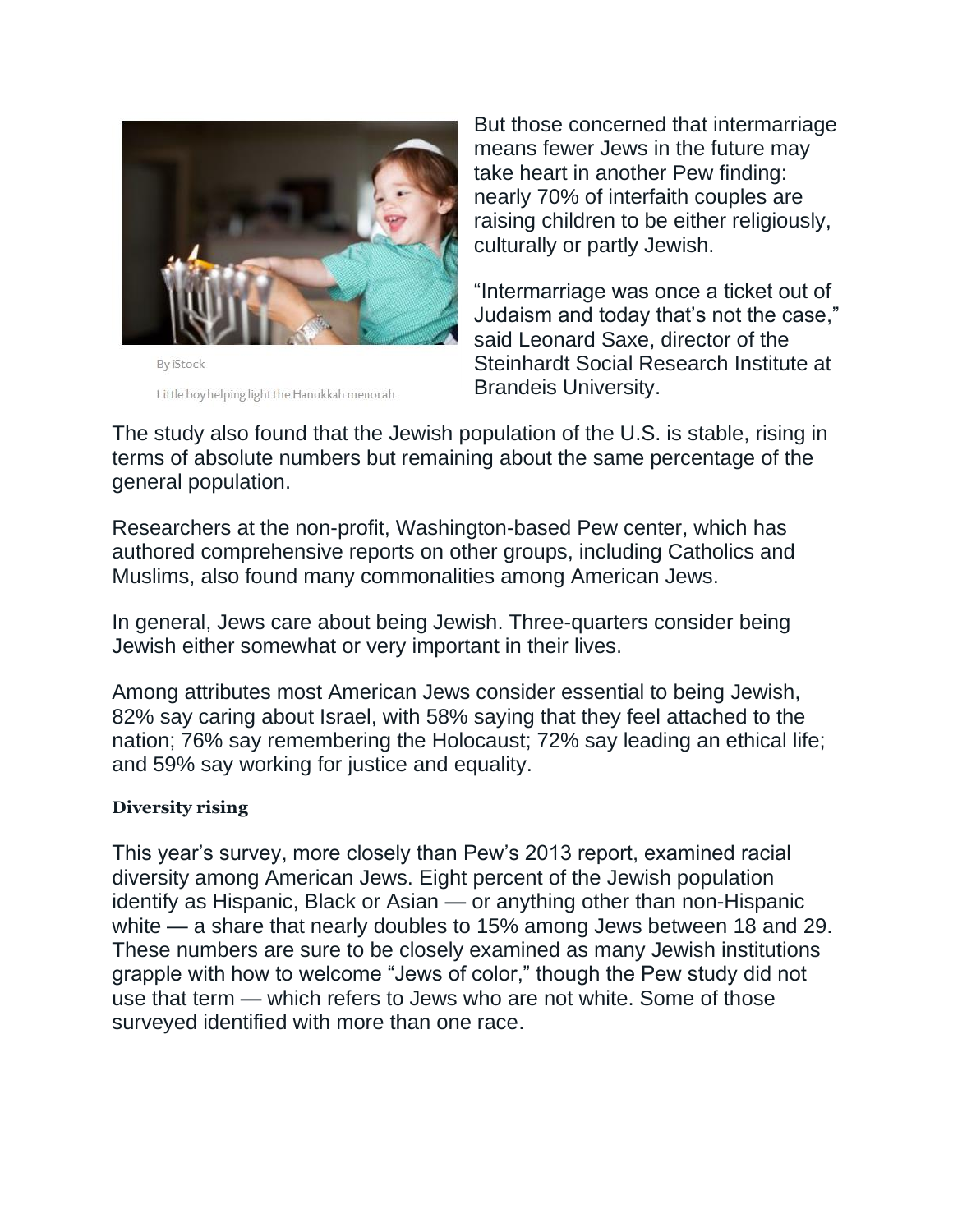By iStock

Little boy helping light the Hanukkah menorah.

But those concerned that intermarriage means fewer Jews in the future may take heart in another Pew finding: nearly 70% of interfaith couples are raising children to be either religiously, culturally or partly Jewish.

"Intermarriage was once a ticket out of Judaism and today that's not the case," said Leonard Saxe, director of the Steinhardt Social Research Institute at Brandeis University.

The study also found that the Jewish population of the U.S. is stable, rising in terms of absolute numbers but remaining about the same percentage of the general population.

Researchers at the non-profit, Washington-based Pew center, which has authored comprehensive reports on other groups, including Catholics and Muslims, also found many commonalities among American Jews.

In general, Jews care about being Jewish. Three-quarters consider being Jewish either somewhat or very important in their lives.

Among attributes most American Jews consider essential to being Jewish, 82% say caring about Israel, with 58% saying that they feel attached to the nation; 76% say remembering the Holocaust; 72% say leading an ethical life; and 59% say working for justice and equality.

**Diversity rising**

This year's survey, more closely than Pew's 2013 report, examined racial diversity among American Jews. Eight percent of the Jewish population identify as Hispanic, Black or Asian — or anything other than non-Hispanic white — a share that nearly doubles to 15% among Jews between 18 and 29. These numbers are sure to be closely examined as many Jewish institutions grapple with how to welcome "Jews of color," though the Pew study did not use that term — which refers to Jews who are not white. Some of those surveyed identified with more than one race.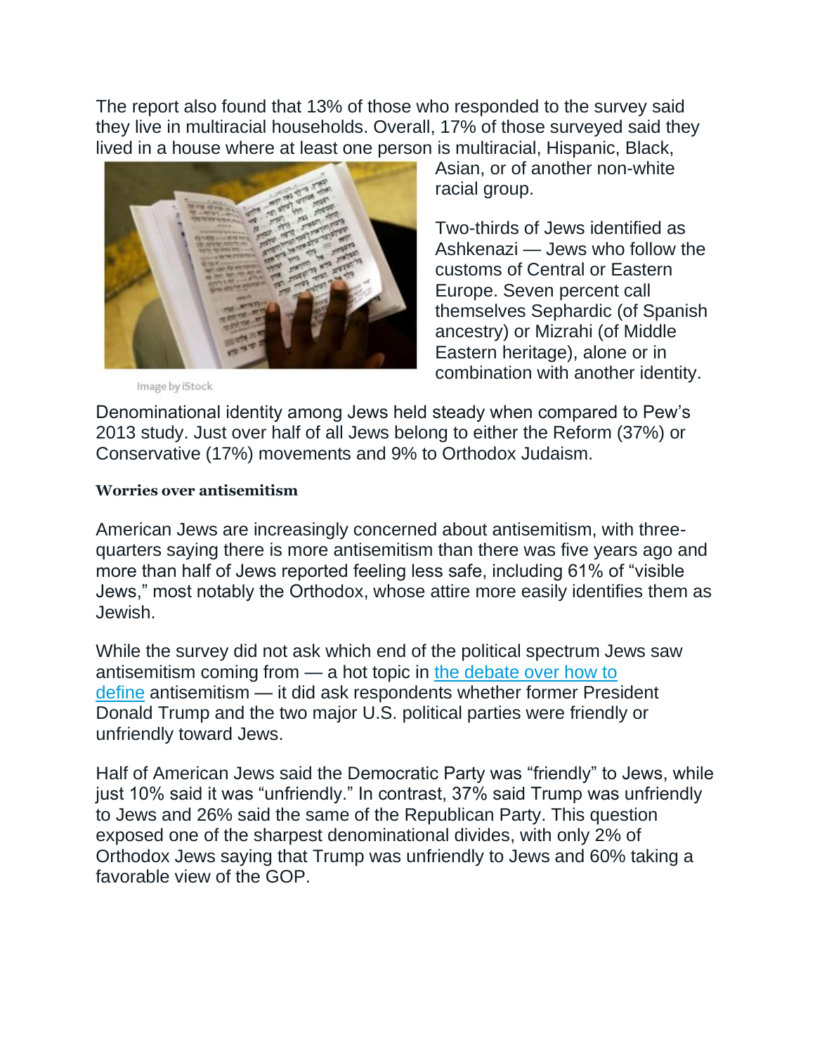The report also found that 13% of those who responded to the survey said they live in multiracial households. Overall, 17% of those surveyed said they lived in a house where at least one person is multiracial, Hispanic, Black, Asian, or of another non-white racial group.

Image by iStock

Two-thirds of Jews identified as Ashkenazi — Jews who follow the customs of Central or Eastern Europe. Seven percent call themselves Sephardic (of Spanish ancestry) or Mizrahi (of Middle Eastern heritage), alone or in combination with another identity.

Denominational identity among Jews held steady when compared to Pew's 2013 study. Just over half of all Jews belong to either the Reform (37%) or Conservative (17%) movements and 9% to Orthodox Judaism.

**Worries over antisemitism**

American Jews are increasingly concerned about antisemitism, with three-quarters saying there is more antisemitism than there was five years ago and more than half of Jews reported feeling less safe, including 61% of "visible Jews," most notably the Orthodox, whose attire more easily identifies them as Jewish.

While the survey did not ask which end of the political spectrum Jews saw antisemitism coming from — a hot topic in the debate over how to define antisemitism — it did ask respondents whether former President Donald Trump and the two major U.S. political parties were friendly or unfriendly toward Jews.

Half of American Jews said the Democratic Party was "friendly" to Jews, while just 10% said it was "unfriendly." In contrast, 37% said Trump was unfriendly to Jews and 26% said the same of the Republican Party. This question exposed one of the sharpest denominational divides, with only 2% of Orthodox Jews saying that Trump was unfriendly to Jews and 60% taking a favorable view of the GOP.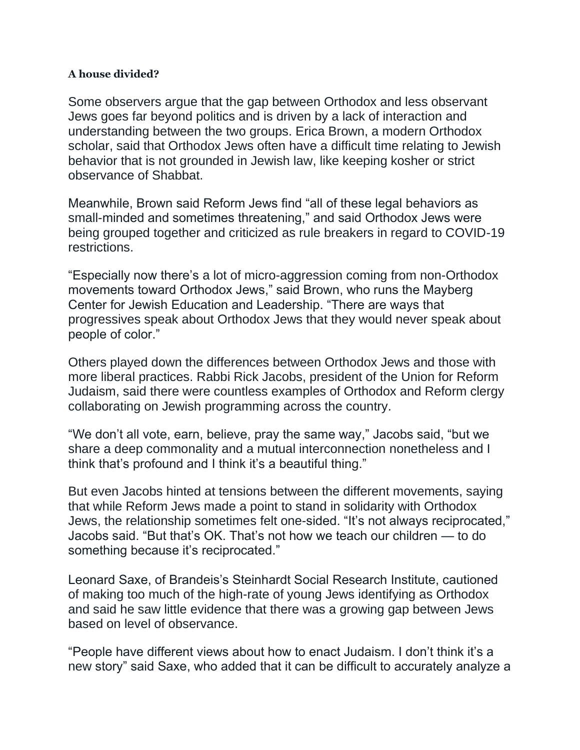**A house divided?**

Some observers argue that the gap between Orthodox and less observant Jews goes far beyond politics and is driven by a lack of interaction and understanding between the two groups. Erica Brown, a modern Orthodox scholar, said that Orthodox Jews often have a difficult time relating to Jewish behavior that is not grounded in Jewish law, like keeping kosher or strict observance of Shabbat.

Meanwhile, Brown said Reform Jews find "all of these legal behaviors as small-minded and sometimes threatening," and said Orthodox Jews were being grouped together and criticized as rule breakers in regard to COVID-19 restrictions.

"Especially now there's a lot of micro-aggression coming from non-Orthodox movements toward Orthodox Jews," said Brown, who runs the Mayberg Center for Jewish Education and Leadership. "There are ways that progressives speak about Orthodox Jews that they would never speak about people of color."

Others played down the differences between Orthodox Jews and those with more liberal practices. Rabbi Rick Jacobs, president of the Union for Reform Judaism, said there were countless examples of Orthodox and Reform clergy collaborating on Jewish programming across the country.

"We don't all vote, earn, believe, pray the same way," Jacobs said, "but we share a deep commonality and a mutual interconnection nonetheless and I think that's profound and I think it's a beautiful thing."

But even Jacobs hinted at tensions between the different movements, saying that while Reform Jews made a point to stand in solidarity with Orthodox Jews, the relationship sometimes felt one-sided. "It's not always reciprocated," Jacobs said. "But that's OK. That's not how we teach our children — to do something because it's reciprocated."

Leonard Saxe, of Brandeis's Steinhardt Social Research Institute, cautioned of making too much of the high-rate of young Jews identifying as Orthodox and said he saw little evidence that there was a growing gap between Jews based on level of observance.

"People have different views about how to enact Judaism. I don't think it's a new story" said Saxe, who added that it can be difficult to accurately analyze a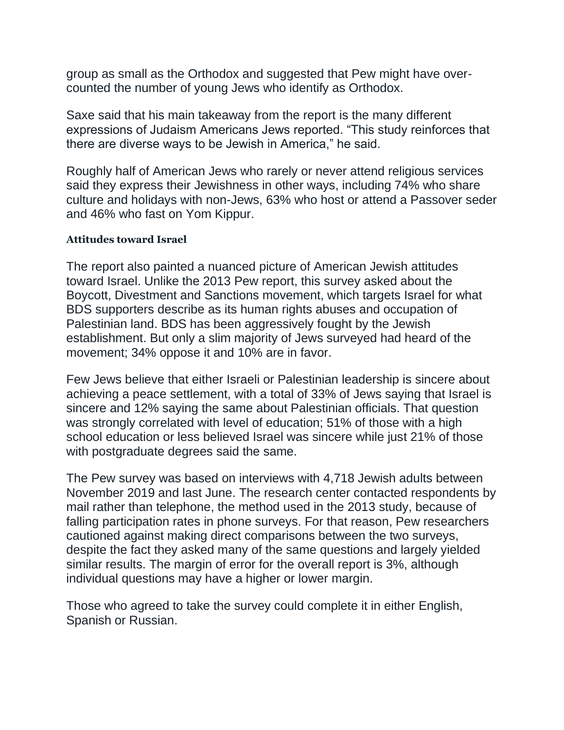group as small as the Orthodox and suggested that Pew might have over-counted the number of young Jews who identify as Orthodox.

Saxe said that his main takeaway from the report is the many different expressions of Judaism Americans Jews reported. “This study reinforces that there are diverse ways to be Jewish in America,” he said.

Roughly half of American Jews who rarely or never attend religious services said they express their Jewishness in other ways, including 74% who share culture and holidays with non-Jews, 63% who host or attend a Passover seder and 46% who fast on Yom Kippur.

### Attitudes toward Israel

The report also painted a nuanced picture of American Jewish attitudes toward Israel. Unlike the 2013 Pew report, this survey asked about the Boycott, Divestment and Sanctions movement, which targets Israel for what BDS supporters describe as its human rights abuses and occupation of Palestinian land. BDS has been aggressively fought by the Jewish establishment. But only a slim majority of Jews surveyed had heard of the movement; 34% oppose it and 10% are in favor.

Few Jews believe that either Israeli or Palestinian leadership is sincere about achieving a peace settlement, with a total of 33% of Jews saying that Israel is sincere and 12% saying the same about Palestinian officials. That question was strongly correlated with level of education; 51% of those with a high school education or less believed Israel was sincere while just 21% of those with postgraduate degrees said the same.

The Pew survey was based on interviews with 4,718 Jewish adults between November 2019 and last June. The research center contacted respondents by mail rather than telephone, the method used in the 2013 study, because of falling participation rates in phone surveys. For that reason, Pew researchers cautioned against making direct comparisons between the two surveys, despite the fact they asked many of the same questions and largely yielded similar results. The margin of error for the overall report is 3%, although individual questions may have a higher or lower margin.

Those who agreed to take the survey could complete it in either English, Spanish or Russian.